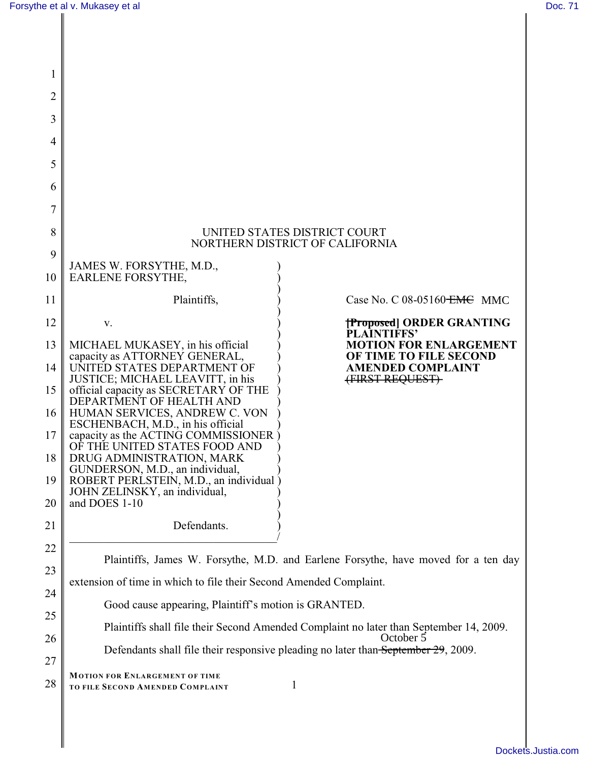UNITED STATES DISTRICT COURT
NORTHERN DISTRICT OF CALIFORNIA

JAMES W. FORSYTHE, M.D.,
EARLENE FORSYTHE,

Plaintiffs,

v.

MICHAEL MUKASEY, in his official capacity as ATTORNEY GENERAL, UNITED STATES DEPARTMENT OF JUSTICE; MICHAEL LEAVITT, in his official capacity as SECRETARY OF THE DEPARTMENT OF HEALTH AND HUMAN SERVICES, ANDREW C. VON ESCHENBACH, M.D., in his official capacity as the ACTING COMMISSIONER OF THE UNITED STATES FOOD AND DRUG ADMINISTRATION, MARK GUNDERSON, M.D., an individual, ROBERT PERLSTEIN, M.D., an individual JOHN ZELINSKY, an individual, and DOES 1-10

Defendants.

Case No. C 08-05160 ~~EMC~~ MMC

**~~[Proposed]~~ ORDER GRANTING PLAINTIFFS' MOTION FOR ENLARGEMENT OF TIME TO FILE SECOND AMENDED COMPLAINT ~~(FIRST REQUEST)~~**

Plaintiffs, James W. Forsythe, M.D. and Earlene Forsythe, have moved for a ten day extension of time in which to file their Second Amended Complaint.

Good cause appearing, Plaintiff's motion is GRANTED.

Plaintiffs shall file their Second Amended Complaint no later than September 14, 2009.

Defendants shall file their responsive pleading no later than ~~September 29~~ October 5, 2009.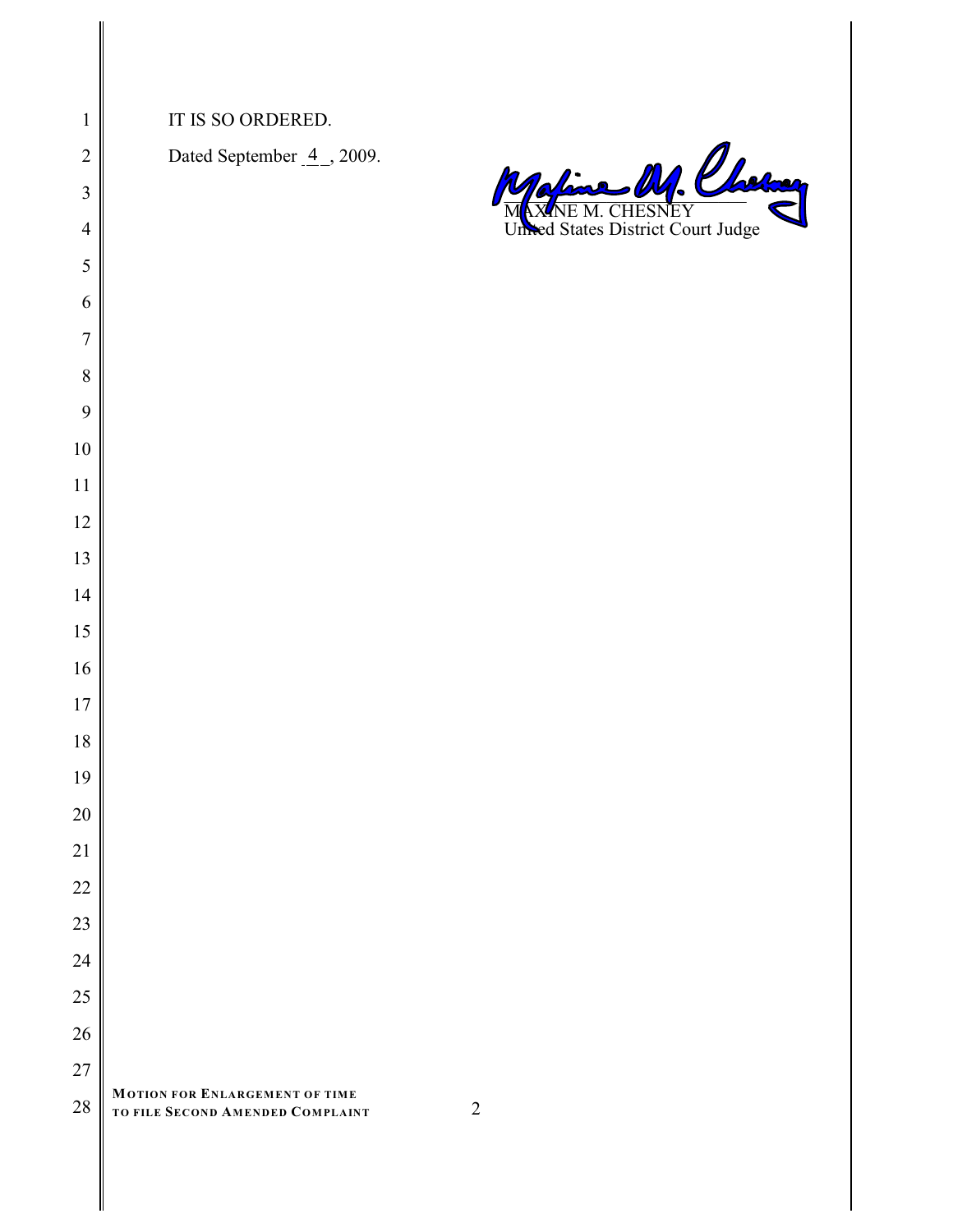IT IS SO ORDERED.

Dated September 4 , 2009.

MAXINE M. CHESNEY
United States District Court Judge

MOTION FOR ENLARGEMENT OF TIME TO FILE SECOND AMENDED COMPLAINT